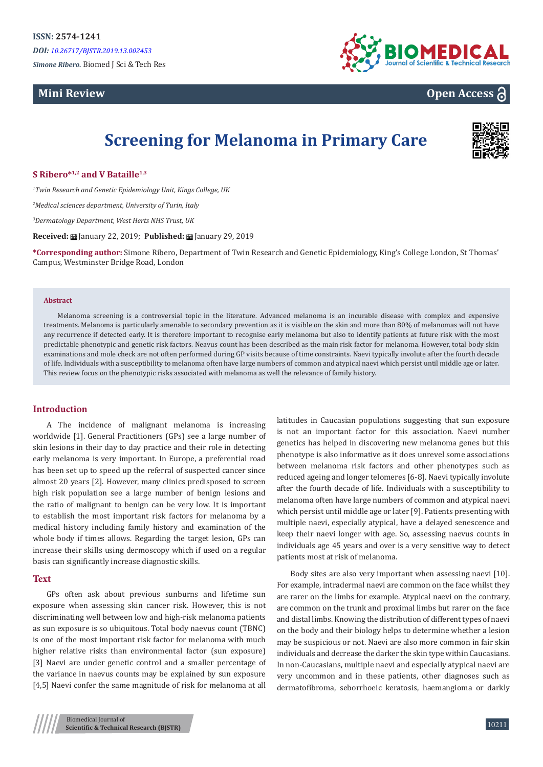ISSN: 2574-1241

*DOI: 10.26717/BJSTR.2019.13.002453*

*Simone Ribero.* Biomed J Sci & Tech Res

**Mini Review**

**Open Access**

# Screening for Melanoma in Primary Care

**S Ribero*[1,2] and V Bataille[1,3]**

*[1]Twin Research and Genetic Epidemiology Unit, Kings College, UK*

*[2]Medical sciences department, University of Turin, Italy*

*[3]Dermatology Department, West Herts NHS Trust, UK*

**Received:** January 22, 2019; **Published:** January 29, 2019

***Corresponding author:** Simone Ribero, Department of Twin Research and Genetic Epidemiology, King's College London, St Thomas' Campus, Westminster Bridge Road, London

**Abstract**

Melanoma screening is a controversial topic in the literature. Advanced melanoma is an incurable disease with complex and expensive treatments. Melanoma is particularly amenable to secondary prevention as it is visible on the skin and more than 80% of melanomas will not have any recurrence if detected early. It is therefore important to recognise early melanoma but also to identify patients at future risk with the most predictable phenotypic and genetic risk factors. Neavus count has been described as the main risk factor for melanoma. However, total body skin examinations and mole check are not often performed during GP visits because of time constraints. Naevi typically involute after the fourth decade of life. Individuals with a susceptibility to melanoma often have large numbers of common and atypical naevi which persist until middle age or later. This review focus on the phenotypic risks associated with melanoma as well the relevance of family history.

## Introduction

A The incidence of malignant melanoma is increasing worldwide [1]. General Practitioners (GPs) see a large number of skin lesions in their day to day practice and their role in detecting early melanoma is very important. In Europe, a preferential road has been set up to speed up the referral of suspected cancer since almost 20 years [2]. However, many clinics predisposed to screen high risk population see a large number of benign lesions and the ratio of malignant to benign can be very low. It is important to establish the most important risk factors for melanoma by a medical history including family history and examination of the whole body if times allows. Regarding the target lesion, GPs can increase their skills using dermoscopy which if used on a regular basis can significantly increase diagnostic skills.

## Text

GPs often ask about previous sunburns and lifetime sun exposure when assessing skin cancer risk. However, this is not discriminating well between low and high-risk melanoma patients as sun exposure is so ubiquitous. Total body naevus count (TBNC) is one of the most important risk factor for melanoma with much higher relative risks than environmental factor (sun exposure) [3] Naevi are under genetic control and a smaller percentage of the variance in naevus counts may be explained by sun exposure [4,5] Naevi confer the same magnitude of risk for melanoma at all latitudes in Caucasian populations suggesting that sun exposure is not an important factor for this association. Naevi number genetics has helped in discovering new melanoma genes but this phenotype is also informative as it does unrevel some associations between melanoma risk factors and other phenotypes such as reduced ageing and longer telomeres [6-8]. Naevi typically involute after the fourth decade of life. Individuals with a susceptibility to melanoma often have large numbers of common and atypical naevi which persist until middle age or later [9]. Patients presenting with multiple naevi, especially atypical, have a delayed senescence and keep their naevi longer with age. So, assessing naevus counts in individuals age 45 years and over is a very sensitive way to detect patients most at risk of melanoma.

Body sites are also very important when assessing naevi [10]. For example, intradermal naevi are common on the face whilst they are rarer on the limbs for example. Atypical naevi on the contrary, are common on the trunk and proximal limbs but rarer on the face and distal limbs. Knowing the distribution of different types of naevi on the body and their biology helps to determine whether a lesion may be suspicious or not. Naevi are also more common in fair skin individuals and decrease the darker the skin type within Caucasians. In non-Caucasians, multiple naevi and especially atypical naevi are very uncommon and in these patients, other diagnoses such as dermatofibroma, seborrhoeic keratosis, haemangioma or darkly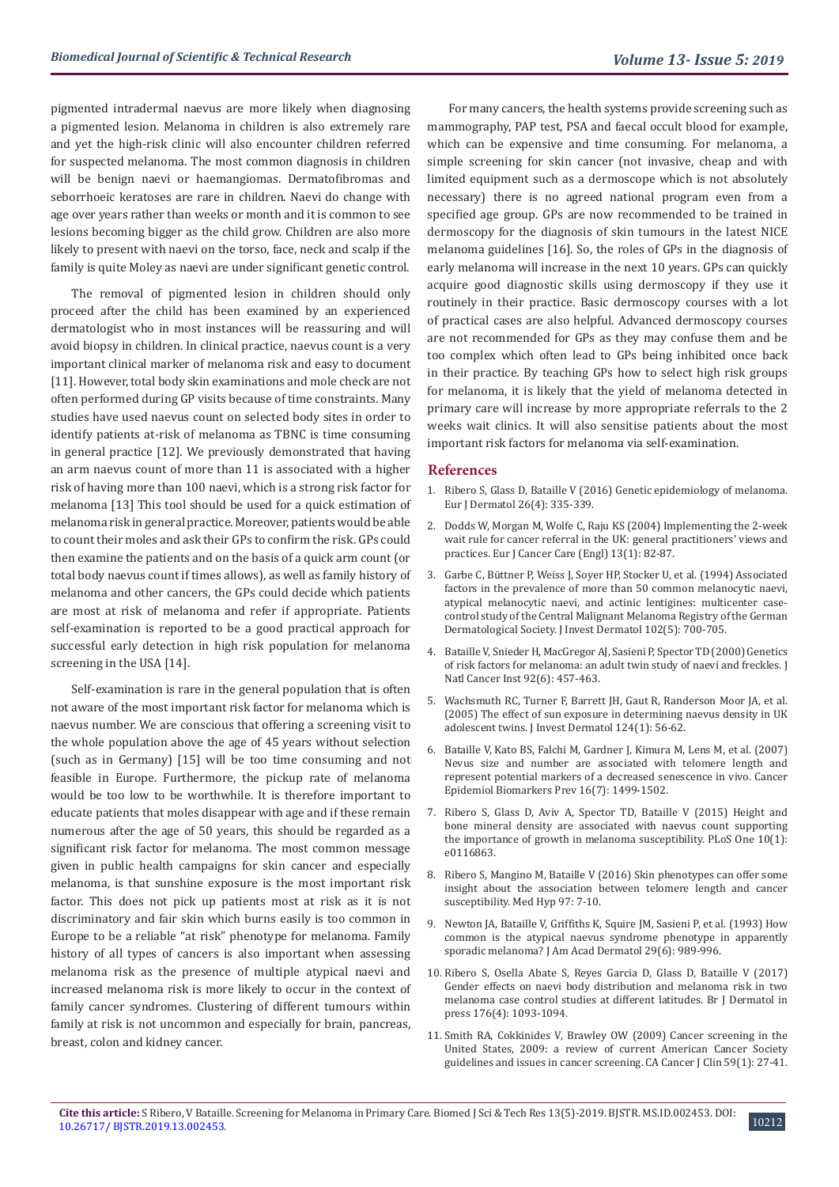pigmented intradermal naevus are more likely when diagnosing a pigmented lesion. Melanoma in children is also extremely rare and yet the high-risk clinic will also encounter children referred for suspected melanoma. The most common diagnosis in children will be benign naevi or haemangiomas. Dermatofibromas and seborrhoeic keratoses are rare in children. Naevi do change with age over years rather than weeks or month and it is common to see lesions becoming bigger as the child grow. Children are also more likely to present with naevi on the torso, face, neck and scalp if the family is quite Moley as naevi are under significant genetic control.

The removal of pigmented lesion in children should only proceed after the child has been examined by an experienced dermatologist who in most instances will be reassuring and will avoid biopsy in children. In clinical practice, naevus count is a very important clinical marker of melanoma risk and easy to document [11]. However, total body skin examinations and mole check are not often performed during GP visits because of time constraints. Many studies have used naevus count on selected body sites in order to identify patients at-risk of melanoma as TBNC is time consuming in general practice [12]. We previously demonstrated that having an arm naevus count of more than 11 is associated with a higher risk of having more than 100 naevi, which is a strong risk factor for melanoma [13] This tool should be used for a quick estimation of melanoma risk in general practice. Moreover, patients would be able to count their moles and ask their GPs to confirm the risk. GPs could then examine the patients and on the basis of a quick arm count (or total body naevus count if times allows), as well as family history of melanoma and other cancers, the GPs could decide which patients are most at risk of melanoma and refer if appropriate. Patients self-examination is reported to be a good practical approach for successful early detection in high risk population for melanoma screening in the USA [14].

Self-examination is rare in the general population that is often not aware of the most important risk factor for melanoma which is naevus number. We are conscious that offering a screening visit to the whole population above the age of 45 years without selection (such as in Germany) [15] will be too time consuming and not feasible in Europe. Furthermore, the pickup rate of melanoma would be too low to be worthwhile. It is therefore important to educate patients that moles disappear with age and if these remain numerous after the age of 50 years, this should be regarded as a significant risk factor for melanoma. The most common message given in public health campaigns for skin cancer and especially melanoma, is that sunshine exposure is the most important risk factor. This does not pick up patients most at risk as it is not discriminatory and fair skin which burns easily is too common in Europe to be a reliable "at risk" phenotype for melanoma. Family history of all types of cancers is also important when assessing melanoma risk as the presence of multiple atypical naevi and increased melanoma risk is more likely to occur in the context of family cancer syndromes. Clustering of different tumours within family at risk is not uncommon and especially for brain, pancreas, breast, colon and kidney cancer.

For many cancers, the health systems provide screening such as mammography, PAP test, PSA and faecal occult blood for example, which can be expensive and time consuming. For melanoma, a simple screening for skin cancer (not invasive, cheap and with limited equipment such as a dermoscope which is not absolutely necessary) there is no agreed national program even from a specified age group. GPs are now recommended to be trained in dermoscopy for the diagnosis of skin tumours in the latest NICE melanoma guidelines [16]. So, the roles of GPs in the diagnosis of early melanoma will increase in the next 10 years. GPs can quickly acquire good diagnostic skills using dermoscopy if they use it routinely in their practice. Basic dermoscopy courses with a lot of practical cases are also helpful. Advanced dermoscopy courses are not recommended for GPs as they may confuse them and be too complex which often lead to GPs being inhibited once back in their practice. By teaching GPs how to select high risk groups for melanoma, it is likely that the yield of melanoma detected in primary care will increase by more appropriate referrals to the 2 weeks wait clinics. It will also sensitise patients about the most important risk factors for melanoma via self-examination.

## References

1. Ribero S, Glass D, Bataille V (2016) Genetic epidemiology of melanoma. Eur J Dermatol 26(4): 335-339.
2. Dodds W, Morgan M, Wolfe C, Raju KS (2004) Implementing the 2-week wait rule for cancer referral in the UK: general practitioners' views and practices. Eur J Cancer Care (Engl) 13(1): 82-87.
3. Garbe C, Büttner P, Weiss J, Soyer HP, Stocker U, et al. (1994) Associated factors in the prevalence of more than 50 common melanocytic naevi, atypical melanocytic naevi, and actinic lentigines: multicenter case-control study of the Central Malignant Melanoma Registry of the German Dermatological Society. J Invest Dermatol 102(5): 700-705.
4. Bataille V, Snieder H, MacGregor AJ, Sasieni P, Spector TD (2000) Genetics of risk factors for melanoma: an adult twin study of naevi and freckles. J Natl Cancer Inst 92(6): 457-463.
5. Wachsmuth RC, Turner F, Barrett JH, Gaut R, Randerson Moor JA, et al. (2005) The effect of sun exposure in determining naevus density in UK adolescent twins. J Invest Dermatol 124(1): 56-62.
6. Bataille V, Kato BS, Falchi M, Gardner J, Kimura M, Lens M, et al. (2007) Nevus size and number are associated with telomere length and represent potential markers of a decreased senescence in vivo. Cancer Epidemiol Biomarkers Prev 16(7): 1499-1502.
7. Ribero S, Glass D, Aviv A, Spector TD, Bataille V (2015) Height and bone mineral density are associated with naevus count supporting the importance of growth in melanoma susceptibility. PLoS One 10(1): e0116863.
8. Ribero S, Mangino M, Bataille V (2016) Skin phenotypes can offer some insight about the association between telomere length and cancer susceptibility. Med Hyp 97: 7-10.
9. Newton JA, Bataille V, Griffiths K, Squire JM, Sasieni P, et al. (1993) How common is the atypical naevus syndrome phenotype in apparently sporadic melanoma? J Am Acad Dermatol 29(6): 989-996.
10. Ribero S, Osella Abate S, Reyes Garcia D, Glass D, Bataille V (2017) Gender effects on naevi body distribution and melanoma risk in two melanoma case control studies at different latitudes. Br J Dermatol in press 176(4): 1093-1094.
11. Smith RA, Cokkinides V, Brawley OW (2009) Cancer screening in the United States, 2009: a review of current American Cancer Society guidelines and issues in cancer screening. CA Cancer J Clin 59(1): 27-41.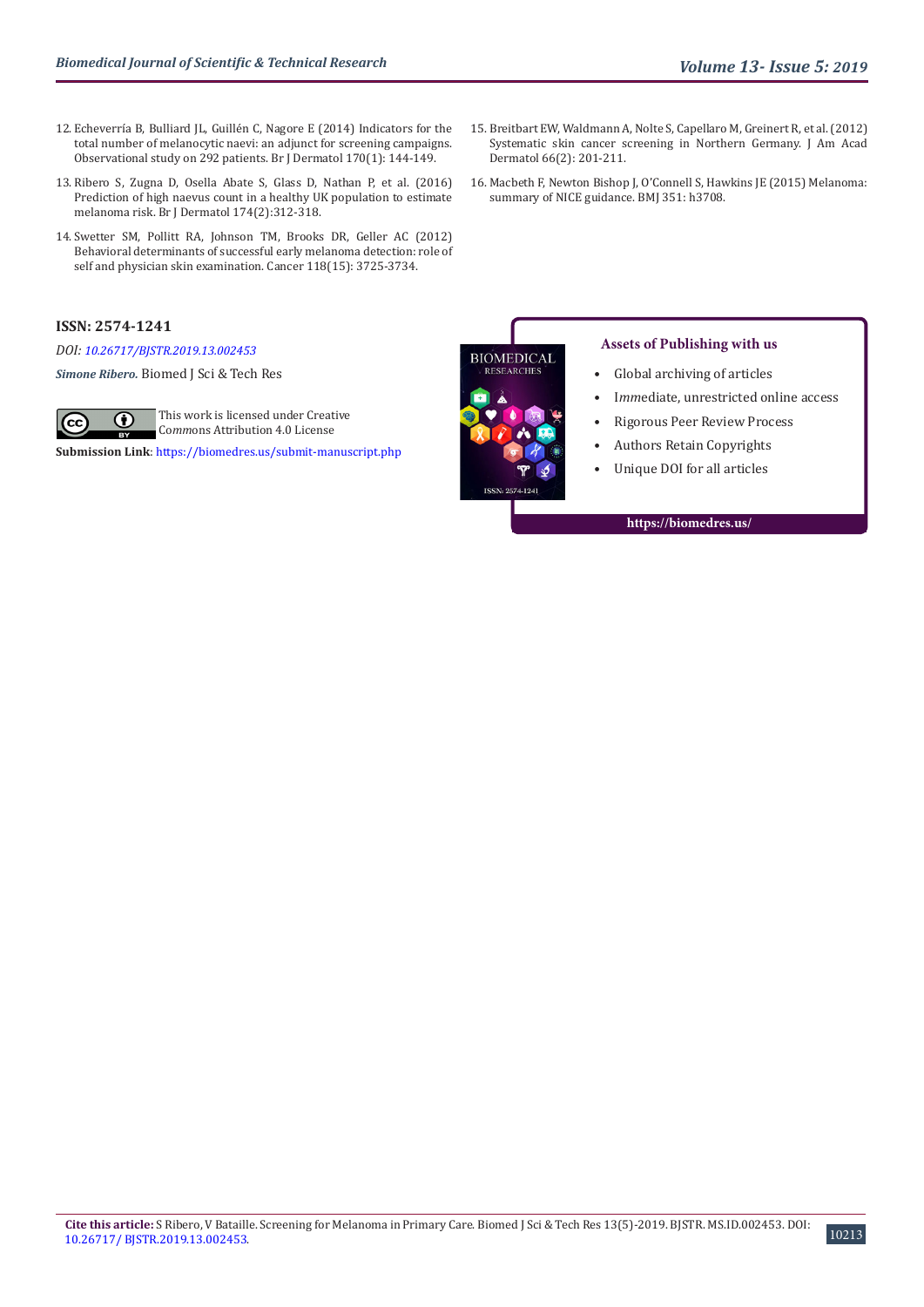12. Echeverría B, Bulliard JL, Guillén C, Nagore E (2014) Indicators for the total number of melanocytic naevi: an adjunct for screening campaigns. Observational study on 292 patients. Br J Dermatol 170(1): 144-149.
13. Ribero S, Zugna D, Osella Abate S, Glass D, Nathan P, et al. (2016) Prediction of high naevus count in a healthy UK population to estimate melanoma risk. Br J Dermatol 174(2):312-318.
14. Swetter SM, Pollitt RA, Johnson TM, Brooks DR, Geller AC (2012) Behavioral determinants of successful early melanoma detection: role of self and physician skin examination. Cancer 118(15): 3725-3734.
15. Breitbart EW, Waldmann A, Nolte S, Capellaro M, Greinert R, et al. (2012) Systematic skin cancer screening in Northern Germany. J Am Acad Dermatol 66(2): 201-211.
16. Macbeth F, Newton Bishop J, O'Connell S, Hawkins JE (2015) Melanoma: summary of NICE guidance. BMJ 351: h3708.

**ISSN: 2574-1241**

*DOI: 10.26717/BJSTR.2019.13.002453*

***Simone Ribero.*** Biomed J Sci & Tech Res

This work is licensed under Creative Commons Attribution 4.0 License

**Submission Link**: https://biomedres.us/submit-manuscript.php

**Assets of Publishing with us**

- Global archiving of articles
- Immediate, unrestricted online access
- Rigorous Peer Review Process
- Authors Retain Copyrights
- Unique DOI for all articles

**https://biomedres.us/**

**Cite this article:** S Ribero, V Bataille. Screening for Melanoma in Primary Care. Biomed J Sci & Tech Res 13(5)-2019. BJSTR. MS.ID.002453. DOI: 10.26717/ BJSTR.2019.13.002453.